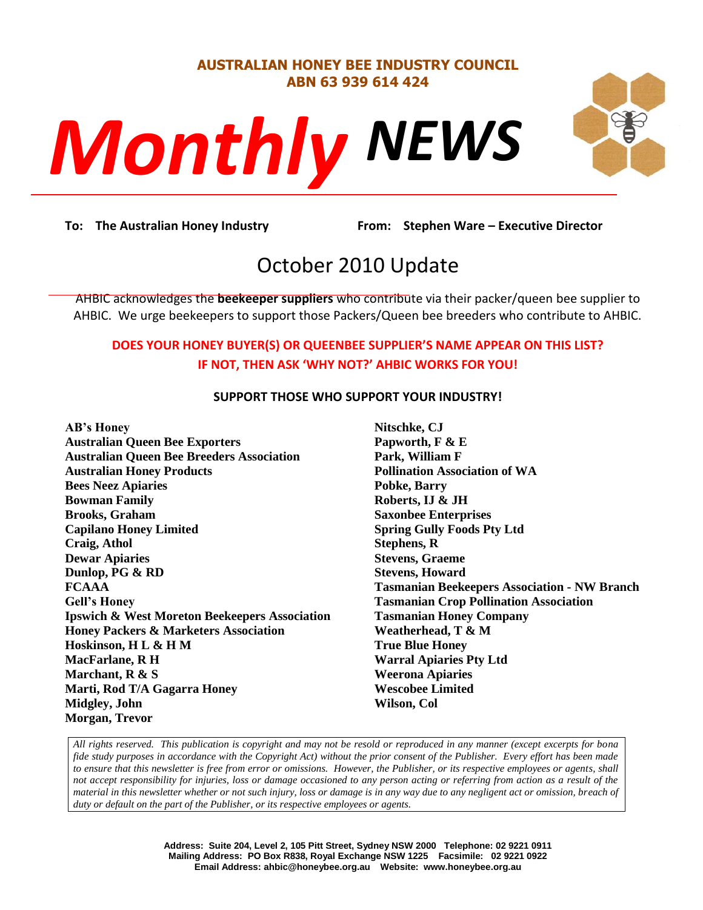**AUSTRALIAN HONEY BEE INDUSTRY COUNCIL**
**ABN 63 939 614 424**

# *Monthly* *NEWS*

**To: The Australian Honey Industry** **From: Stephen Ware – Executive Director**

## October 2010 Update

AHBIC acknowledges the **beekeeper suppliers** who contribute via their packer/queen bee supplier to AHBIC. We urge beekeepers to support those Packers/Queen bee breeders who contribute to AHBIC.

**DOES YOUR HONEY BUYER(S) OR QUEENBEE SUPPLIER'S NAME APPEAR ON THIS LIST? IF NOT, THEN ASK 'WHY NOT?' AHBIC WORKS FOR YOU!**

**SUPPORT THOSE WHO SUPPORT YOUR INDUSTRY!**

**AB's Honey**
**Australian Queen Bee Exporters**
**Australian Queen Bee Breeders Association**
**Australian Honey Products**
**Bees Neez Apiaries**
**Bowman Family**
**Brooks, Graham**
**Capilano Honey Limited**
**Craig, Athol**
**Dewar Apiaries**
**Dunlop, PG & RD**
**FCAAA**
**Gell's Honey**
**Ipswich & West Moreton Beekeepers Association**
**Honey Packers & Marketers Association**
**Hoskinson, H L & H M**
**MacFarlane, R H**
**Marchant, R & S**
**Marti, Rod T/A Gagarra Honey**
**Midgley, John**
**Morgan, Trevor**
**Nitschke, CJ**
**Papworth, F & E**
**Park, William F**
**Pollination Association of WA**
**Pobke, Barry**
**Roberts, IJ & JH**
**Saxonbee Enterprises**
**Spring Gully Foods Pty Ltd**
**Stephens, R**
**Stevens, Graeme**
**Stevens, Howard**
**Tasmanian Beekeepers Association - NW Branch**
**Tasmanian Crop Pollination Association**
**Tasmanian Honey Company**
**Weatherhead, T & M**
**True Blue Honey**
**Warral Apiaries Pty Ltd**
**Weerona Apiaries**
**Wescobee Limited**
**Wilson, Col**

*All rights reserved. This publication is copyright and may not be resold or reproduced in any manner (except excerpts for bona fide study purposes in accordance with the Copyright Act) without the prior consent of the Publisher. Every effort has been made to ensure that this newsletter is free from error or omissions. However, the Publisher, or its respective employees or agents, shall not accept responsibility for injuries, loss or damage occasioned to any person acting or referring from action as a result of the material in this newsletter whether or not such injury, loss or damage is in any way due to any negligent act or omission, breach of duty or default on the part of the Publisher, or its respective employees or agents.*

**Address: Suite 204, Level 2, 105 Pitt Street, Sydney NSW 2000 Telephone: 02 9221 0911**
**Mailing Address: PO Box R838, Royal Exchange NSW 1225 Facsimile: 02 9221 0922**
**Email Address: ahbic@honeybee.org.au Website: www.honeybee.org.au**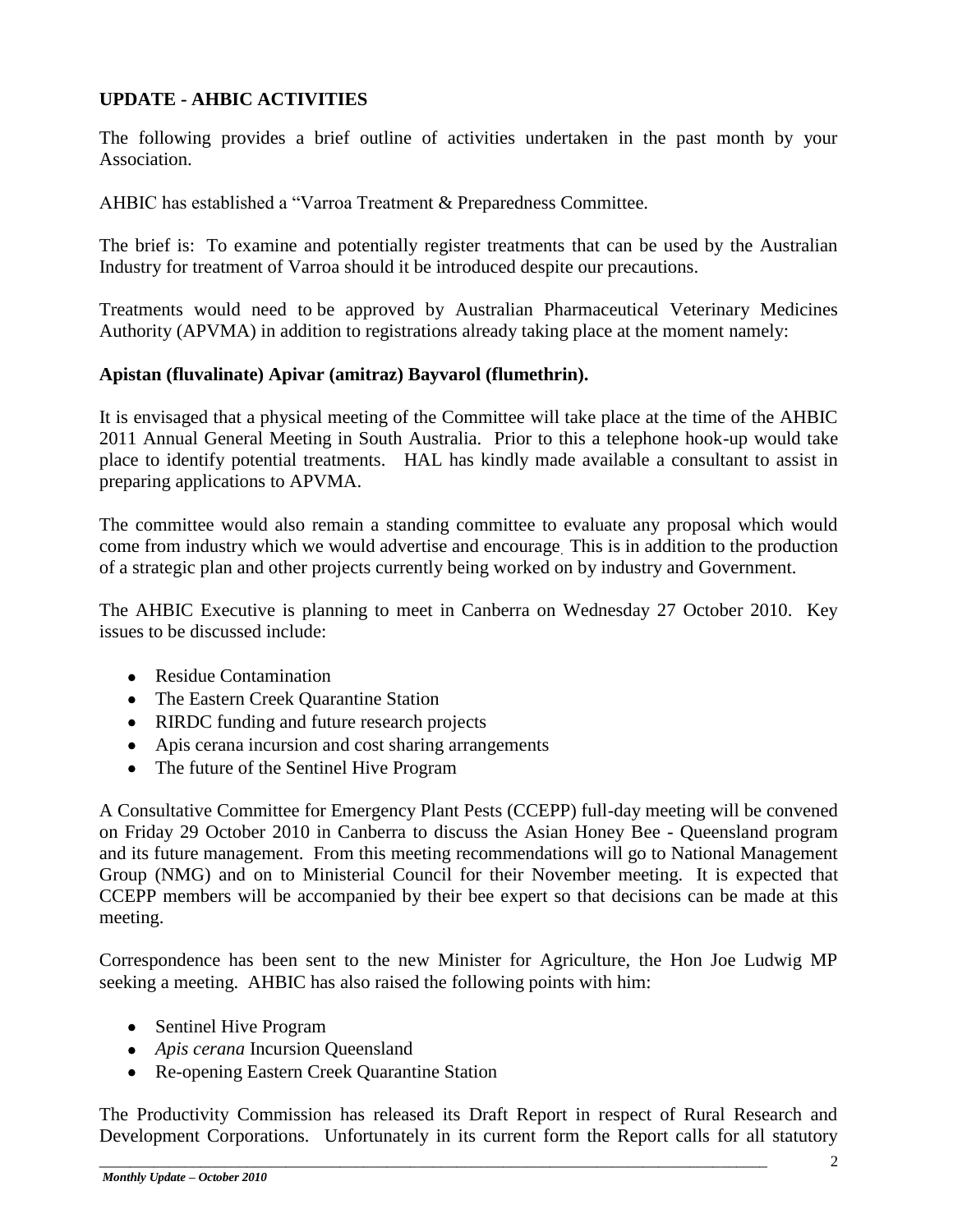**UPDATE - AHBIC ACTIVITIES**

The following provides a brief outline of activities undertaken in the past month by your Association.

AHBIC has established a "Varroa Treatment & Preparedness Committee.

The brief is: To examine and potentially register treatments that can be used by the Australian Industry for treatment of Varroa should it be introduced despite our precautions.

Treatments would need to be approved by Australian Pharmaceutical Veterinary Medicines Authority (APVMA) in addition to registrations already taking place at the moment namely:

**Apistan (fluvalinate) Apivar (amitraz) Bayvarol (flumethrin).**

It is envisaged that a physical meeting of the Committee will take place at the time of the AHBIC 2011 Annual General Meeting in South Australia. Prior to this a telephone hook-up would take place to identify potential treatments. HAL has kindly made available a consultant to assist in preparing applications to APVMA.

The committee would also remain a standing committee to evaluate any proposal which would come from industry which we would advertise and encourage. This is in addition to the production of a strategic plan and other projects currently being worked on by industry and Government.

The AHBIC Executive is planning to meet in Canberra on Wednesday 27 October 2010. Key issues to be discussed include:

- Residue Contamination
- The Eastern Creek Quarantine Station
- RIRDC funding and future research projects
- Apis cerana incursion and cost sharing arrangements
- The future of the Sentinel Hive Program

A Consultative Committee for Emergency Plant Pests (CCEPP) full-day meeting will be convened on Friday 29 October 2010 in Canberra to discuss the Asian Honey Bee - Queensland program and its future management. From this meeting recommendations will go to National Management Group (NMG) and on to Ministerial Council for their November meeting. It is expected that CCEPP members will be accompanied by their bee expert so that decisions can be made at this meeting.

Correspondence has been sent to the new Minister for Agriculture, the Hon Joe Ludwig MP seeking a meeting. AHBIC has also raised the following points with him:

- Sentinel Hive Program
- *Apis cerana* Incursion Queensland
- Re-opening Eastern Creek Quarantine Station

The Productivity Commission has released its Draft Report in respect of Rural Research and Development Corporations. Unfortunately in its current form the Report calls for all statutory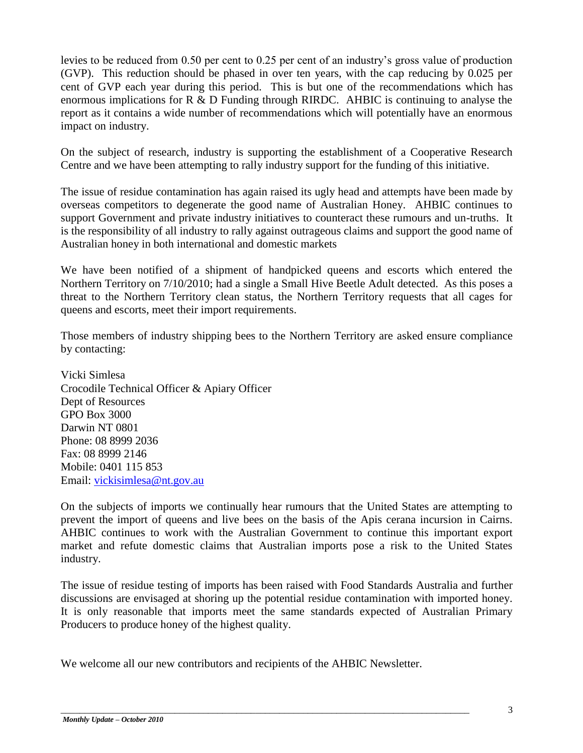levies to be reduced from 0.50 per cent to 0.25 per cent of an industry's gross value of production (GVP). This reduction should be phased in over ten years, with the cap reducing by 0.025 per cent of GVP each year during this period. This is but one of the recommendations which has enormous implications for R & D Funding through RIRDC. AHBIC is continuing to analyse the report as it contains a wide number of recommendations which will potentially have an enormous impact on industry.

On the subject of research, industry is supporting the establishment of a Cooperative Research Centre and we have been attempting to rally industry support for the funding of this initiative.

The issue of residue contamination has again raised its ugly head and attempts have been made by overseas competitors to degenerate the good name of Australian Honey. AHBIC continues to support Government and private industry initiatives to counteract these rumours and un-truths. It is the responsibility of all industry to rally against outrageous claims and support the good name of Australian honey in both international and domestic markets

We have been notified of a shipment of handpicked queens and escorts which entered the Northern Territory on 7/10/2010; had a single a Small Hive Beetle Adult detected. As this poses a threat to the Northern Territory clean status, the Northern Territory requests that all cages for queens and escorts, meet their import requirements.

Those members of industry shipping bees to the Northern Territory are asked ensure compliance by contacting:

Vicki Simlesa  
Crocodile Technical Officer & Apiary Officer  
Dept of Resources  
GPO Box 3000  
Darwin NT 0801  
Phone: 08 8999 2036  
Fax: 08 8999 2146  
Mobile: 0401 115 853  
Email: vickisimlesa@nt.gov.au

On the subjects of imports we continually hear rumours that the United States are attempting to prevent the import of queens and live bees on the basis of the Apis cerana incursion in Cairns. AHBIC continues to work with the Australian Government to continue this important export market and refute domestic claims that Australian imports pose a risk to the United States industry.

The issue of residue testing of imports has been raised with Food Standards Australia and further discussions are envisaged at shoring up the potential residue contamination with imported honey. It is only reasonable that imports meet the same standards expected of Australian Primary Producers to produce honey of the highest quality.

We welcome all our new contributors and recipients of the AHBIC Newsletter.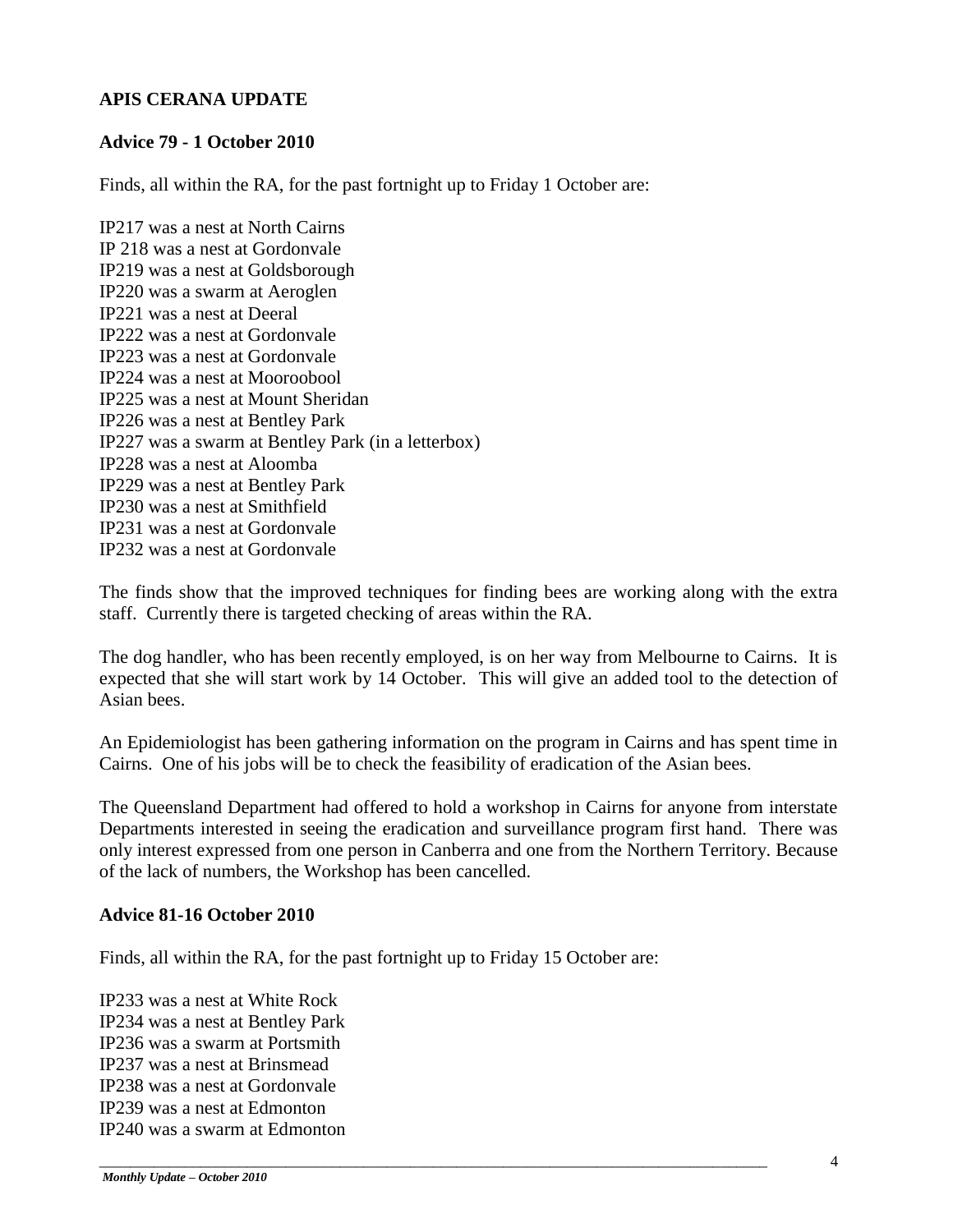## APIS CERANA UPDATE

### Advice 79 - 1 October 2010

Finds, all within the RA, for the past fortnight up to Friday 1 October are:

IP217 was a nest at North Cairns
IP 218 was a nest at Gordonvale
IP219 was a nest at Goldsborough
IP220 was a swarm at Aeroglen
IP221 was a nest at Deeral
IP222 was a nest at Gordonvale
IP223 was a nest at Gordonvale
IP224 was a nest at Mooroobool
IP225 was a nest at Mount Sheridan
IP226 was a nest at Bentley Park
IP227 was a swarm at Bentley Park (in a letterbox)
IP228 was a nest at Aloomba
IP229 was a nest at Bentley Park
IP230 was a nest at Smithfield
IP231 was a nest at Gordonvale
IP232 was a nest at Gordonvale

The finds show that the improved techniques for finding bees are working along with the extra staff. Currently there is targeted checking of areas within the RA.

The dog handler, who has been recently employed, is on her way from Melbourne to Cairns. It is expected that she will start work by 14 October. This will give an added tool to the detection of Asian bees.

An Epidemiologist has been gathering information on the program in Cairns and has spent time in Cairns. One of his jobs will be to check the feasibility of eradication of the Asian bees.

The Queensland Department had offered to hold a workshop in Cairns for anyone from interstate Departments interested in seeing the eradication and surveillance program first hand. There was only interest expressed from one person in Canberra and one from the Northern Territory. Because of the lack of numbers, the Workshop has been cancelled.

### Advice 81-16 October 2010

Finds, all within the RA, for the past fortnight up to Friday 15 October are:

IP233 was a nest at White Rock
IP234 was a nest at Bentley Park
IP236 was a swarm at Portsmith
IP237 was a nest at Brinsmead
IP238 was a nest at Gordonvale
IP239 was a nest at Edmonton
IP240 was a swarm at Edmonton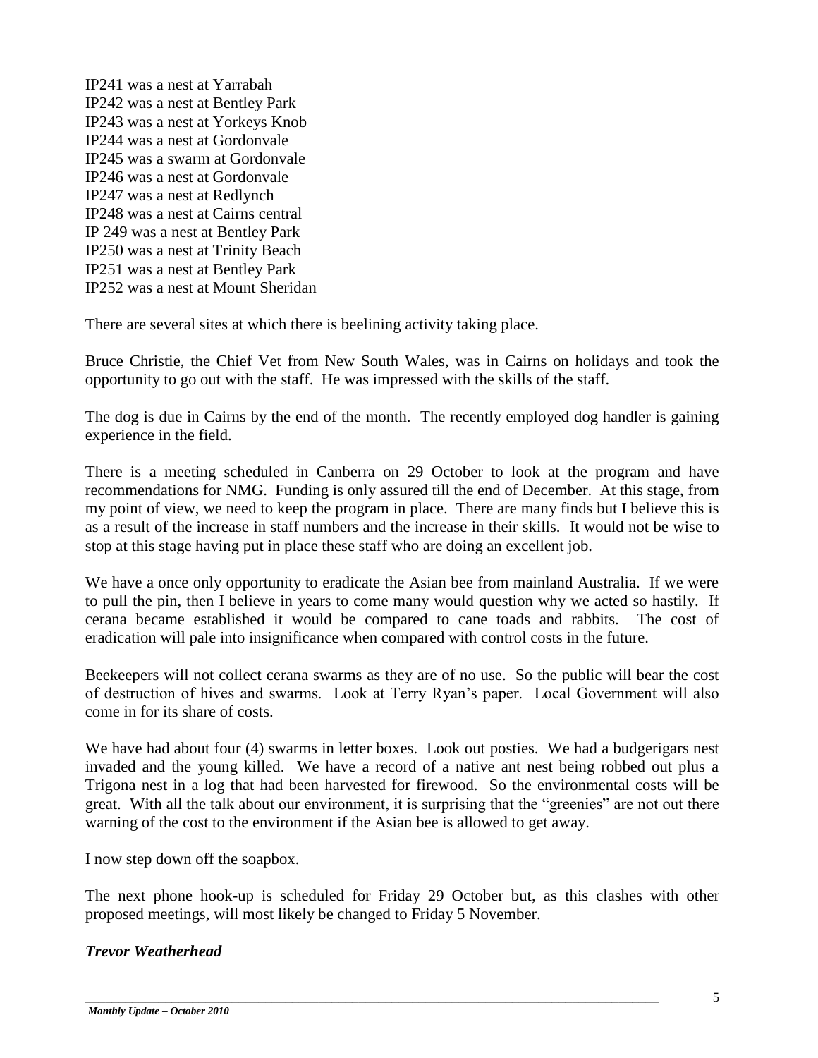IP241 was a nest at Yarrabah
IP242 was a nest at Bentley Park
IP243 was a nest at Yorkeys Knob
IP244 was a nest at Gordonvale
IP245 was a swarm at Gordonvale
IP246 was a nest at Gordonvale
IP247 was a nest at Redlynch
IP248 was a nest at Cairns central
IP 249 was a nest at Bentley Park
IP250 was a nest at Trinity Beach
IP251 was a nest at Bentley Park
IP252 was a nest at Mount Sheridan

There are several sites at which there is beelining activity taking place.

Bruce Christie, the Chief Vet from New South Wales, was in Cairns on holidays and took the opportunity to go out with the staff. He was impressed with the skills of the staff.

The dog is due in Cairns by the end of the month. The recently employed dog handler is gaining experience in the field.

There is a meeting scheduled in Canberra on 29 October to look at the program and have recommendations for NMG. Funding is only assured till the end of December. At this stage, from my point of view, we need to keep the program in place. There are many finds but I believe this is as a result of the increase in staff numbers and the increase in their skills. It would not be wise to stop at this stage having put in place these staff who are doing an excellent job.

We have a once only opportunity to eradicate the Asian bee from mainland Australia. If we were to pull the pin, then I believe in years to come many would question why we acted so hastily. If cerana became established it would be compared to cane toads and rabbits. The cost of eradication will pale into insignificance when compared with control costs in the future.

Beekeepers will not collect cerana swarms as they are of no use. So the public will bear the cost of destruction of hives and swarms. Look at Terry Ryan's paper. Local Government will also come in for its share of costs.

We have had about four (4) swarms in letter boxes. Look out posties. We had a budgerigars nest invaded and the young killed. We have a record of a native ant nest being robbed out plus a Trigona nest in a log that had been harvested for firewood. So the environmental costs will be great. With all the talk about our environment, it is surprising that the "greenies" are not out there warning of the cost to the environment if the Asian bee is allowed to get away.

I now step down off the soapbox.

The next phone hook-up is scheduled for Friday 29 October but, as this clashes with other proposed meetings, will most likely be changed to Friday 5 November.

***Trevor Weatherhead***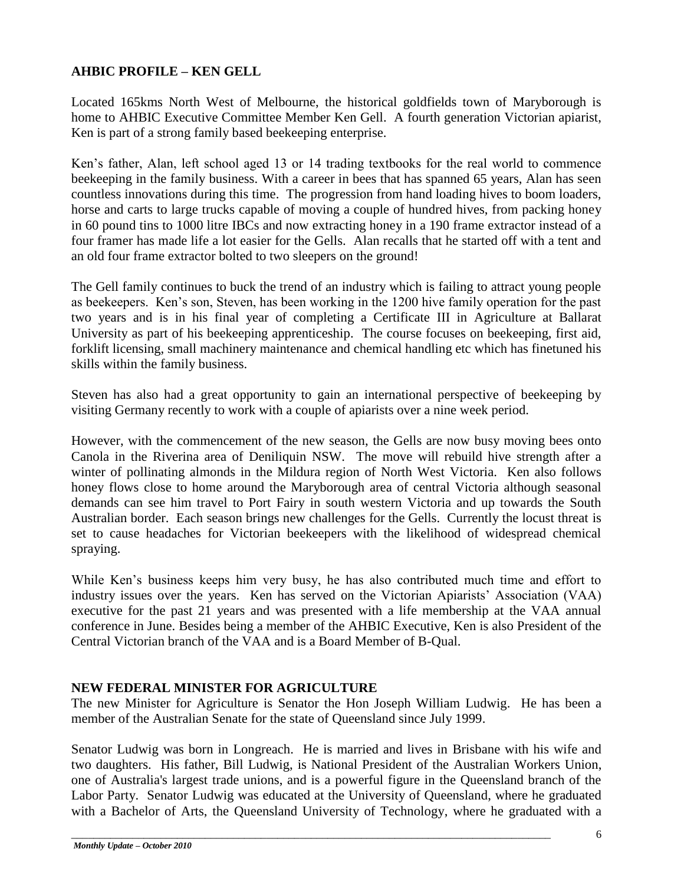## AHBIC PROFILE – KEN GELL

Located 165kms North West of Melbourne, the historical goldfields town of Maryborough is home to AHBIC Executive Committee Member Ken Gell. A fourth generation Victorian apiarist, Ken is part of a strong family based beekeeping enterprise.

Ken's father, Alan, left school aged 13 or 14 trading textbooks for the real world to commence beekeeping in the family business. With a career in bees that has spanned 65 years, Alan has seen countless innovations during this time. The progression from hand loading hives to boom loaders, horse and carts to large trucks capable of moving a couple of hundred hives, from packing honey in 60 pound tins to 1000 litre IBCs and now extracting honey in a 190 frame extractor instead of a four framer has made life a lot easier for the Gells. Alan recalls that he started off with a tent and an old four frame extractor bolted to two sleepers on the ground!

The Gell family continues to buck the trend of an industry which is failing to attract young people as beekeepers. Ken's son, Steven, has been working in the 1200 hive family operation for the past two years and is in his final year of completing a Certificate III in Agriculture at Ballarat University as part of his beekeeping apprenticeship. The course focuses on beekeeping, first aid, forklift licensing, small machinery maintenance and chemical handling etc which has finetuned his skills within the family business.

Steven has also had a great opportunity to gain an international perspective of beekeeping by visiting Germany recently to work with a couple of apiarists over a nine week period.

However, with the commencement of the new season, the Gells are now busy moving bees onto Canola in the Riverina area of Deniliquin NSW. The move will rebuild hive strength after a winter of pollinating almonds in the Mildura region of North West Victoria. Ken also follows honey flows close to home around the Maryborough area of central Victoria although seasonal demands can see him travel to Port Fairy in south western Victoria and up towards the South Australian border. Each season brings new challenges for the Gells. Currently the locust threat is set to cause headaches for Victorian beekeepers with the likelihood of widespread chemical spraying.

While Ken's business keeps him very busy, he has also contributed much time and effort to industry issues over the years. Ken has served on the Victorian Apiarists' Association (VAA) executive for the past 21 years and was presented with a life membership at the VAA annual conference in June. Besides being a member of the AHBIC Executive, Ken is also President of the Central Victorian branch of the VAA and is a Board Member of B-Qual.

## NEW FEDERAL MINISTER FOR AGRICULTURE

The new Minister for Agriculture is Senator the Hon Joseph William Ludwig. He has been a member of the Australian Senate for the state of Queensland since July 1999.

Senator Ludwig was born in Longreach. He is married and lives in Brisbane with his wife and two daughters. His father, Bill Ludwig, is National President of the Australian Workers Union, one of Australia's largest trade unions, and is a powerful figure in the Queensland branch of the Labor Party. Senator Ludwig was educated at the University of Queensland, where he graduated with a Bachelor of Arts, the Queensland University of Technology, where he graduated with a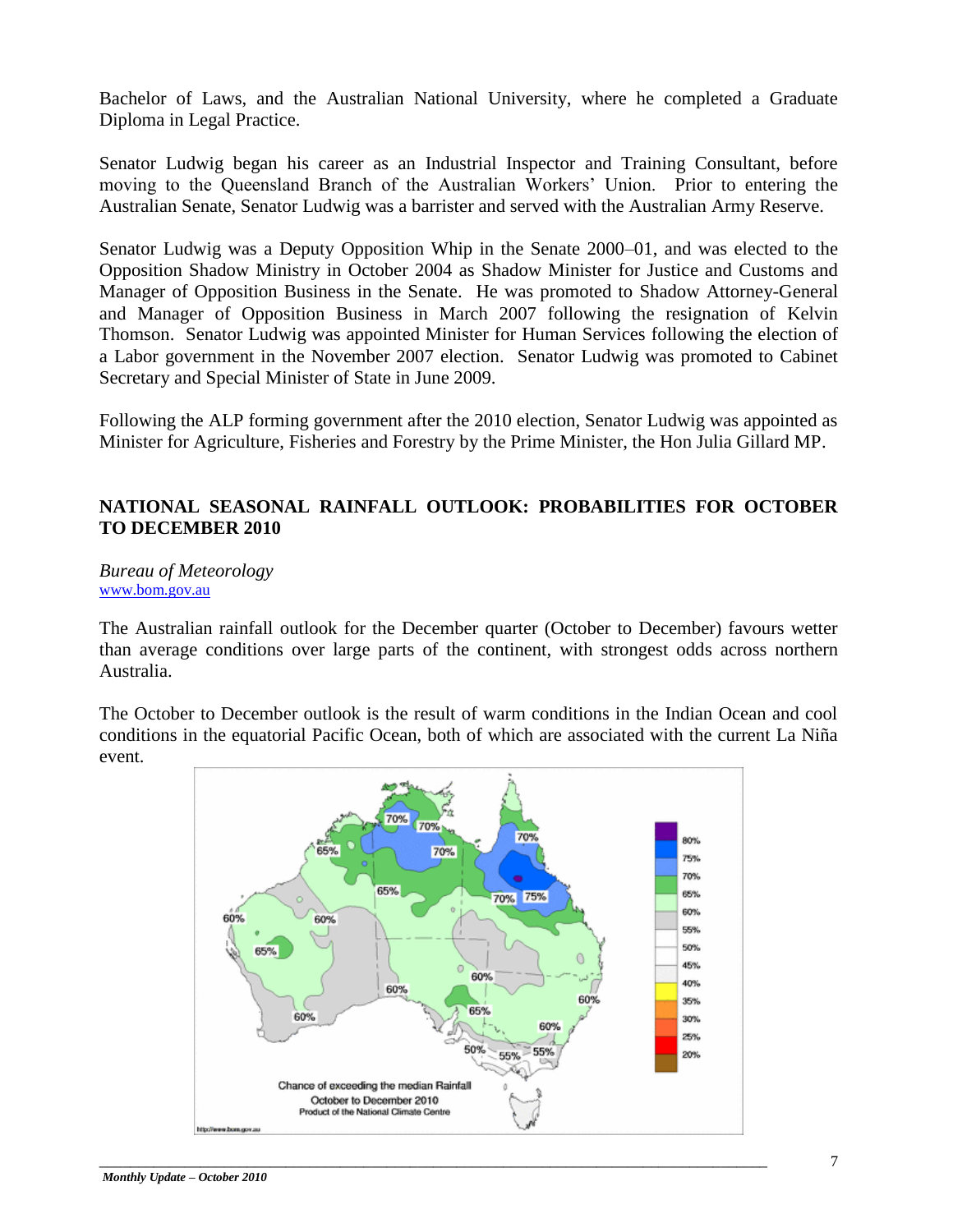Bachelor of Laws, and the Australian National University, where he completed a Graduate Diploma in Legal Practice.

Senator Ludwig began his career as an Industrial Inspector and Training Consultant, before moving to the Queensland Branch of the Australian Workers' Union. Prior to entering the Australian Senate, Senator Ludwig was a barrister and served with the Australian Army Reserve.

Senator Ludwig was a Deputy Opposition Whip in the Senate 2000–01, and was elected to the Opposition Shadow Ministry in October 2004 as Shadow Minister for Justice and Customs and Manager of Opposition Business in the Senate. He was promoted to Shadow Attorney-General and Manager of Opposition Business in March 2007 following the resignation of Kelvin Thomson. Senator Ludwig was appointed Minister for Human Services following the election of a Labor government in the November 2007 election. Senator Ludwig was promoted to Cabinet Secretary and Special Minister of State in June 2009.

Following the ALP forming government after the 2010 election, Senator Ludwig was appointed as Minister for Agriculture, Fisheries and Forestry by the Prime Minister, the Hon Julia Gillard MP.

## NATIONAL SEASONAL RAINFALL OUTLOOK: PROBABILITIES FOR OCTOBER TO DECEMBER 2010

*Bureau of Meteorology*
www.bom.gov.au

The Australian rainfall outlook for the December quarter (October to December) favours wetter than average conditions over large parts of the continent, with strongest odds across northern Australia.

The October to December outlook is the result of warm conditions in the Indian Ocean and cool conditions in the equatorial Pacific Ocean, both of which are associated with the current La Niña event.

Chance of exceeding the median Rainfall
October to December 2010
Product of the National Climate Centre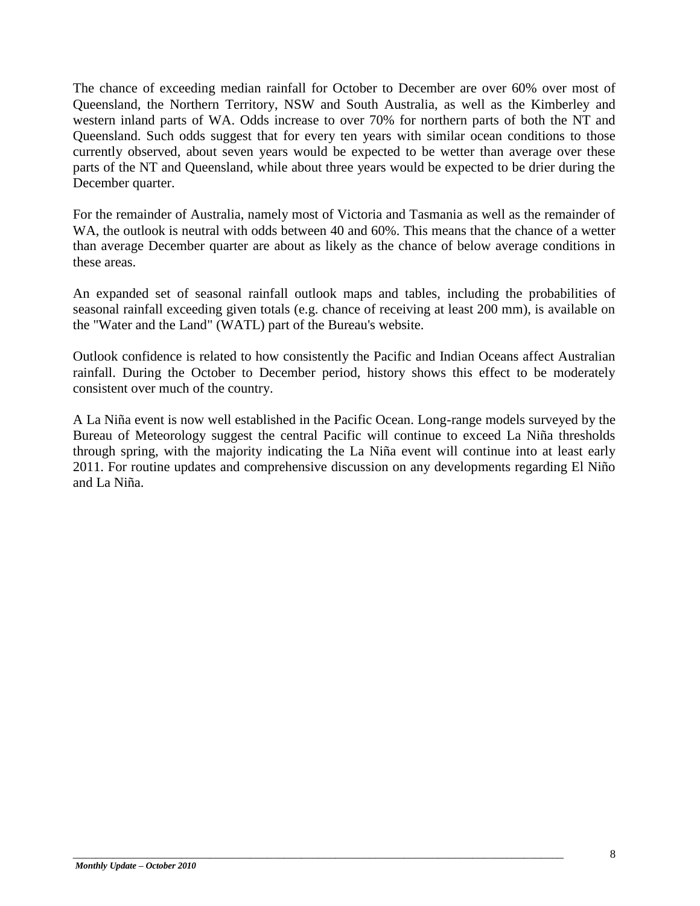The chance of exceeding median rainfall for October to December are over 60% over most of Queensland, the Northern Territory, NSW and South Australia, as well as the Kimberley and western inland parts of WA. Odds increase to over 70% for northern parts of both the NT and Queensland. Such odds suggest that for every ten years with similar ocean conditions to those currently observed, about seven years would be expected to be wetter than average over these parts of the NT and Queensland, while about three years would be expected to be drier during the December quarter.

For the remainder of Australia, namely most of Victoria and Tasmania as well as the remainder of WA, the outlook is neutral with odds between 40 and 60%. This means that the chance of a wetter than average December quarter are about as likely as the chance of below average conditions in these areas.

An expanded set of seasonal rainfall outlook maps and tables, including the probabilities of seasonal rainfall exceeding given totals (e.g. chance of receiving at least 200 mm), is available on the "Water and the Land" (WATL) part of the Bureau's website.

Outlook confidence is related to how consistently the Pacific and Indian Oceans affect Australian rainfall. During the October to December period, history shows this effect to be moderately consistent over much of the country.

A La Niña event is now well established in the Pacific Ocean. Long-range models surveyed by the Bureau of Meteorology suggest the central Pacific will continue to exceed La Niña thresholds through spring, with the majority indicating the La Niña event will continue into at least early 2011. For routine updates and comprehensive discussion on any developments regarding El Niño and La Niña.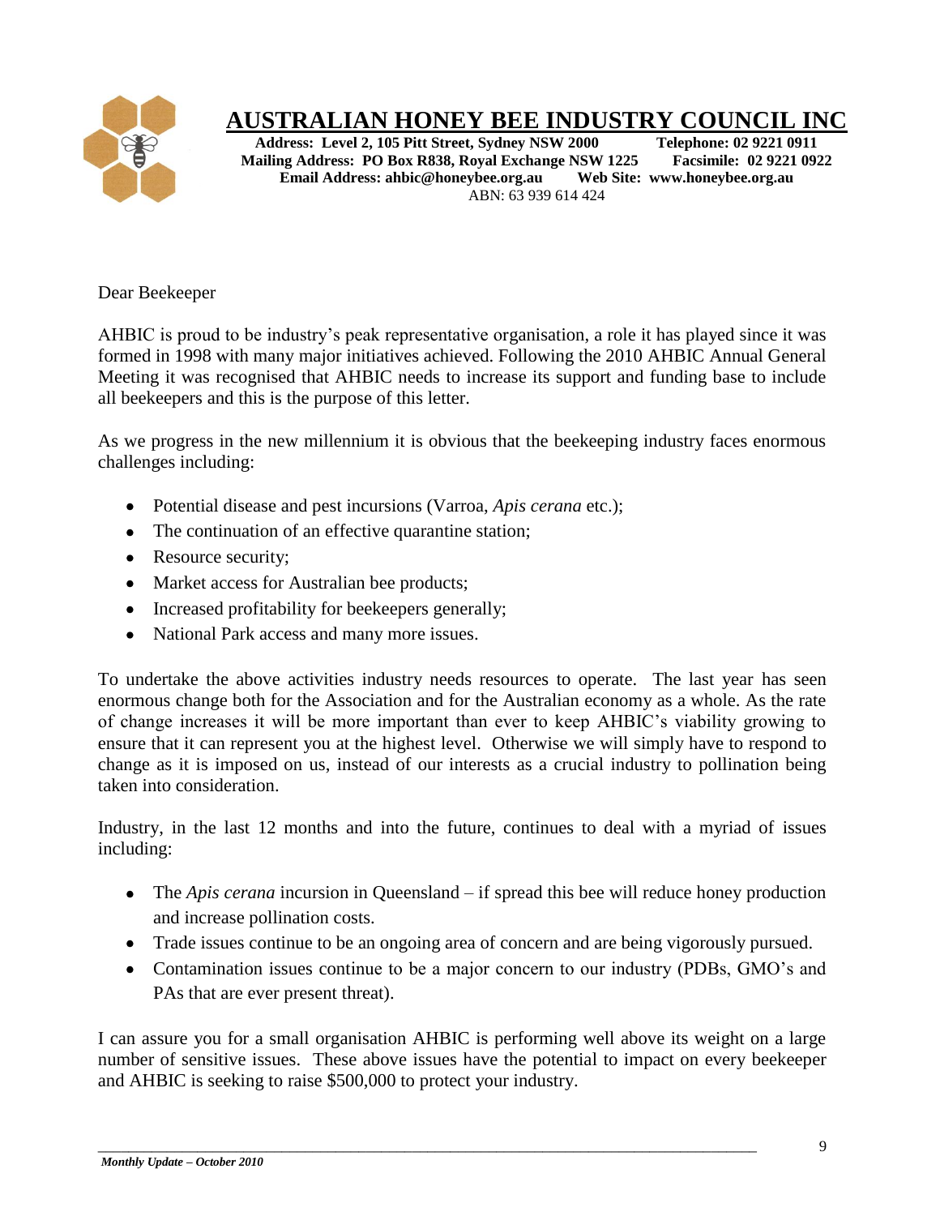# AUSTRALIAN HONEY BEE INDUSTRY COUNCIL INC

**Address: Level 2, 105 Pitt Street, Sydney NSW 2000 Telephone: 02 9221 0911**
**Mailing Address: PO Box R838, Royal Exchange NSW 1225 Facsimile: 02 9221 0922**
**Email Address: ahbic@honeybee.org.au Web Site: www.honeybee.org.au**
ABN: 63 939 614 424

Dear Beekeeper

AHBIC is proud to be industry's peak representative organisation, a role it has played since it was formed in 1998 with many major initiatives achieved. Following the 2010 AHBIC Annual General Meeting it was recognised that AHBIC needs to increase its support and funding base to include all beekeepers and this is the purpose of this letter.

As we progress in the new millennium it is obvious that the beekeeping industry faces enormous challenges including:

- Potential disease and pest incursions (Varroa, *Apis cerana* etc.);
- The continuation of an effective quarantine station;
- Resource security;
- Market access for Australian bee products;
- Increased profitability for beekeepers generally;
- National Park access and many more issues.

To undertake the above activities industry needs resources to operate. The last year has seen enormous change both for the Association and for the Australian economy as a whole. As the rate of change increases it will be more important than ever to keep AHBIC's viability growing to ensure that it can represent you at the highest level. Otherwise we will simply have to respond to change as it is imposed on us, instead of our interests as a crucial industry to pollination being taken into consideration.

Industry, in the last 12 months and into the future, continues to deal with a myriad of issues including:

- The *Apis cerana* incursion in Queensland – if spread this bee will reduce honey production and increase pollination costs.
- Trade issues continue to be an ongoing area of concern and are being vigorously pursued.
- Contamination issues continue to be a major concern to our industry (PDBs, GMO's and PAs that are ever present threat).

I can assure you for a small organisation AHBIC is performing well above its weight on a large number of sensitive issues. These above issues have the potential to impact on every beekeeper and AHBIC is seeking to raise $500,000 to protect your industry.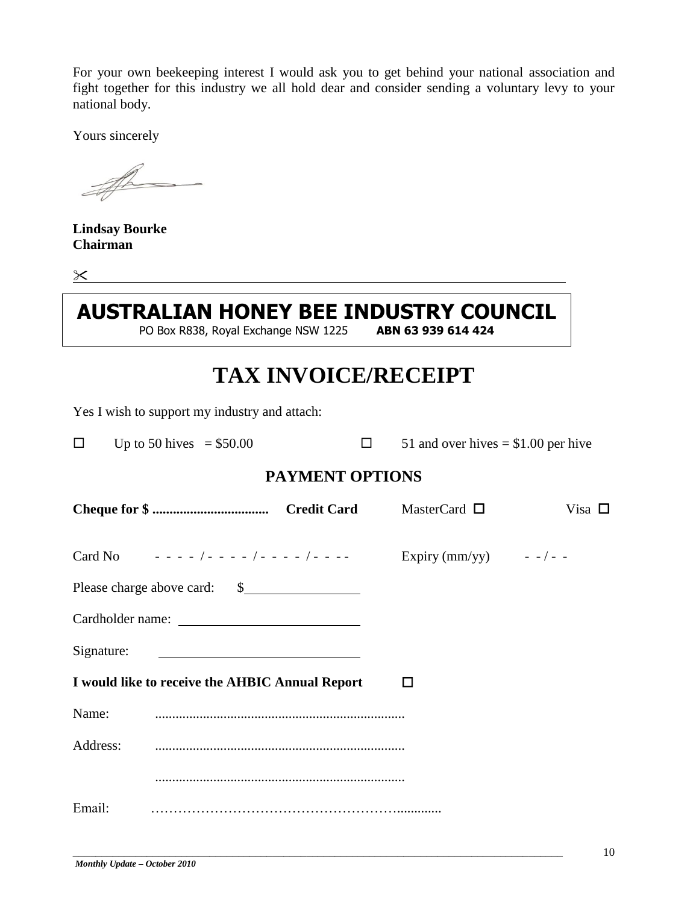For your own beekeeping interest I would ask you to get behind your national association and fight together for this industry we all hold dear and consider sending a voluntary levy to your national body.

Yours sincerely

**Lindsay Bourke**
**Chairman**

✂ ________________________________________________________________________

# AUSTRALIAN HONEY BEE INDUSTRY COUNCIL

PO Box R838, Royal Exchange NSW 1225 **ABN 63 939 614 424**

# TAX INVOICE/RECEIPT

Yes I wish to support my industry and attach:

☐ Up to 50 hives = $50.00 ☐ 51 and over hives = $1.00 per hive

## PAYMENT OPTIONS

**Cheque for $ ..................................** **Credit Card** MasterCard ☐ Visa ☐

Card No - - - - / - - - - / - - - - / - - - - Expiry (mm/yy) - - / - -

Please charge above card: $________________

Cardholder name: ____________________________

Signature: ____________________________

**I would like to receive the AHBIC Annual Report** ☐

Name: .........................................................................

Address: .........................................................................

.........................................................................

Email: ……………………………………………….............